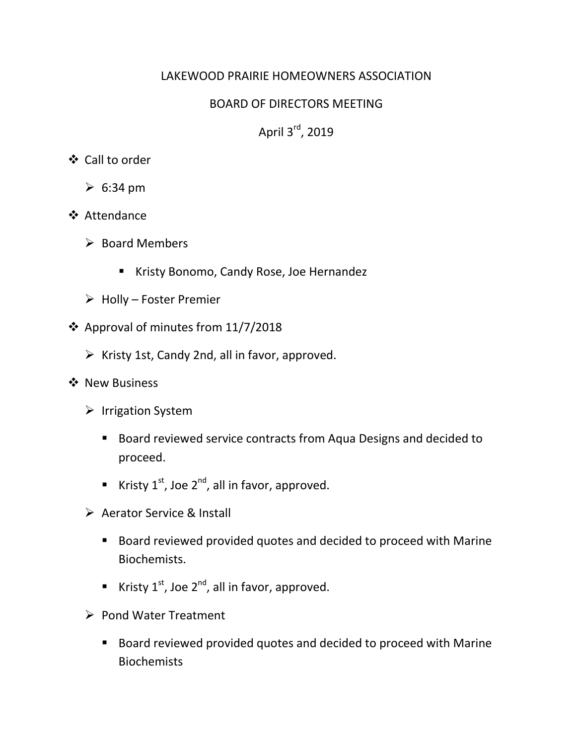# LAKEWOOD PRAIRIE HOMEOWNERS ASSOCIATION

## BOARD OF DIRECTORS MEETING

### April 3rd, 2019

- Call to order
  - 6:34 pm
- Attendance
  - Board Members
    - Kristy Bonomo, Candy Rose, Joe Hernandez
  - Holly – Foster Premier
- Approval of minutes from 11/7/2018
  - Kristy 1st, Candy 2nd, all in favor, approved.
- New Business
  - Irrigation System
    - Board reviewed service contracts from Aqua Designs and decided to proceed.
    - Kristy 1st, Joe 2nd, all in favor, approved.
  - Aerator Service & Install
    - Board reviewed provided quotes and decided to proceed with Marine Biochemists.
    - Kristy 1st, Joe 2nd, all in favor, approved.
  - Pond Water Treatment
    - Board reviewed provided quotes and decided to proceed with Marine Biochemists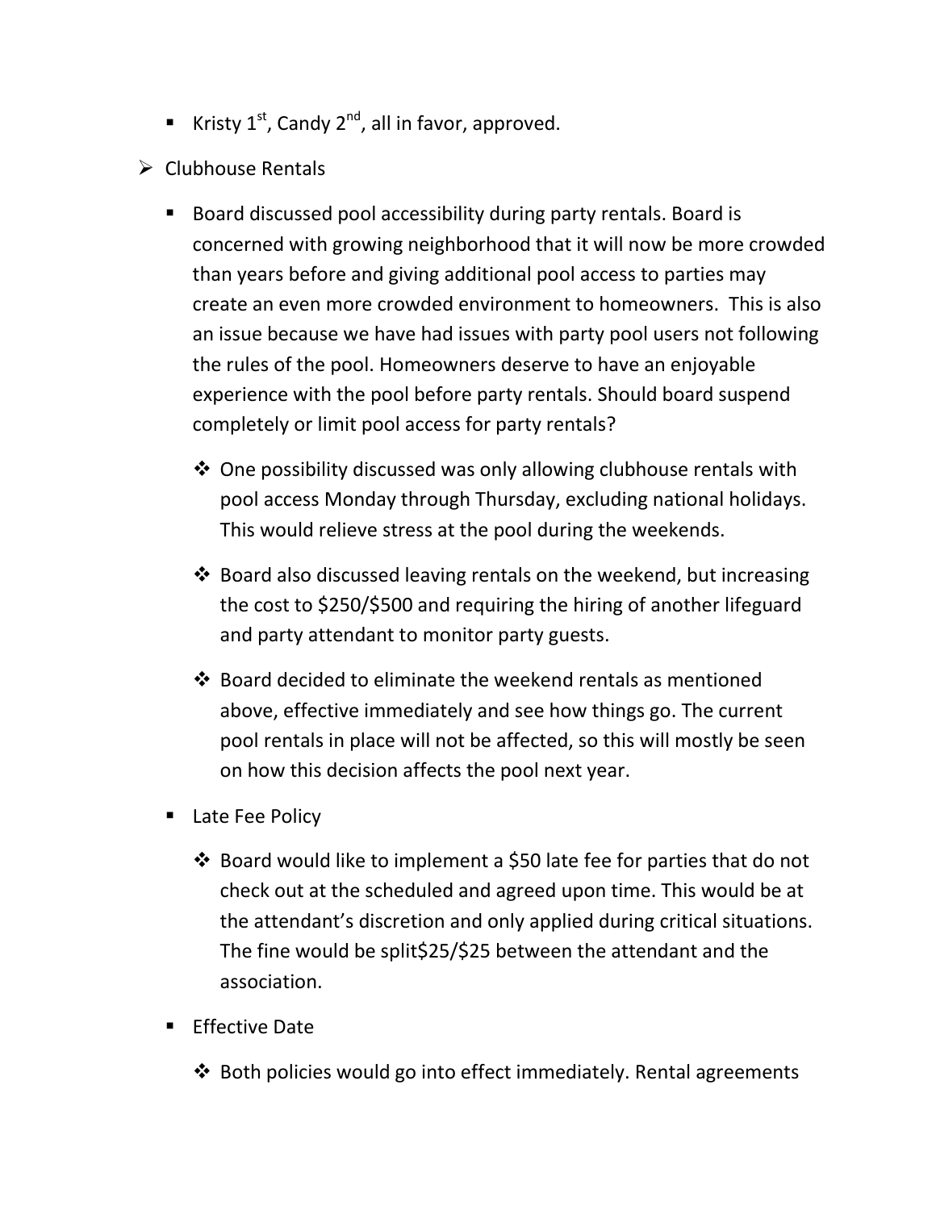- Kristy 1st, Candy 2nd, all in favor, approved.

- Clubhouse Rentals
  - Board discussed pool accessibility during party rentals. Board is concerned with growing neighborhood that it will now be more crowded than years before and giving additional pool access to parties may create an even more crowded environment to homeowners. This is also an issue because we have had issues with party pool users not following the rules of the pool. Homeowners deserve to have an enjoyable experience with the pool before party rentals. Should board suspend completely or limit pool access for party rentals?
    - One possibility discussed was only allowing clubhouse rentals with pool access Monday through Thursday, excluding national holidays. This would relieve stress at the pool during the weekends.
    - Board also discussed leaving rentals on the weekend, but increasing the cost to $250/$500 and requiring the hiring of another lifeguard and party attendant to monitor party guests.
    - Board decided to eliminate the weekend rentals as mentioned above, effective immediately and see how things go. The current pool rentals in place will not be affected, so this will mostly be seen on how this decision affects the pool next year.
  - Late Fee Policy
    - Board would like to implement a $50 late fee for parties that do not check out at the scheduled and agreed upon time. This would be at the attendant's discretion and only applied during critical situations. The fine would be split$25/$25 between the attendant and the association.
  - Effective Date
    - Both policies would go into effect immediately. Rental agreements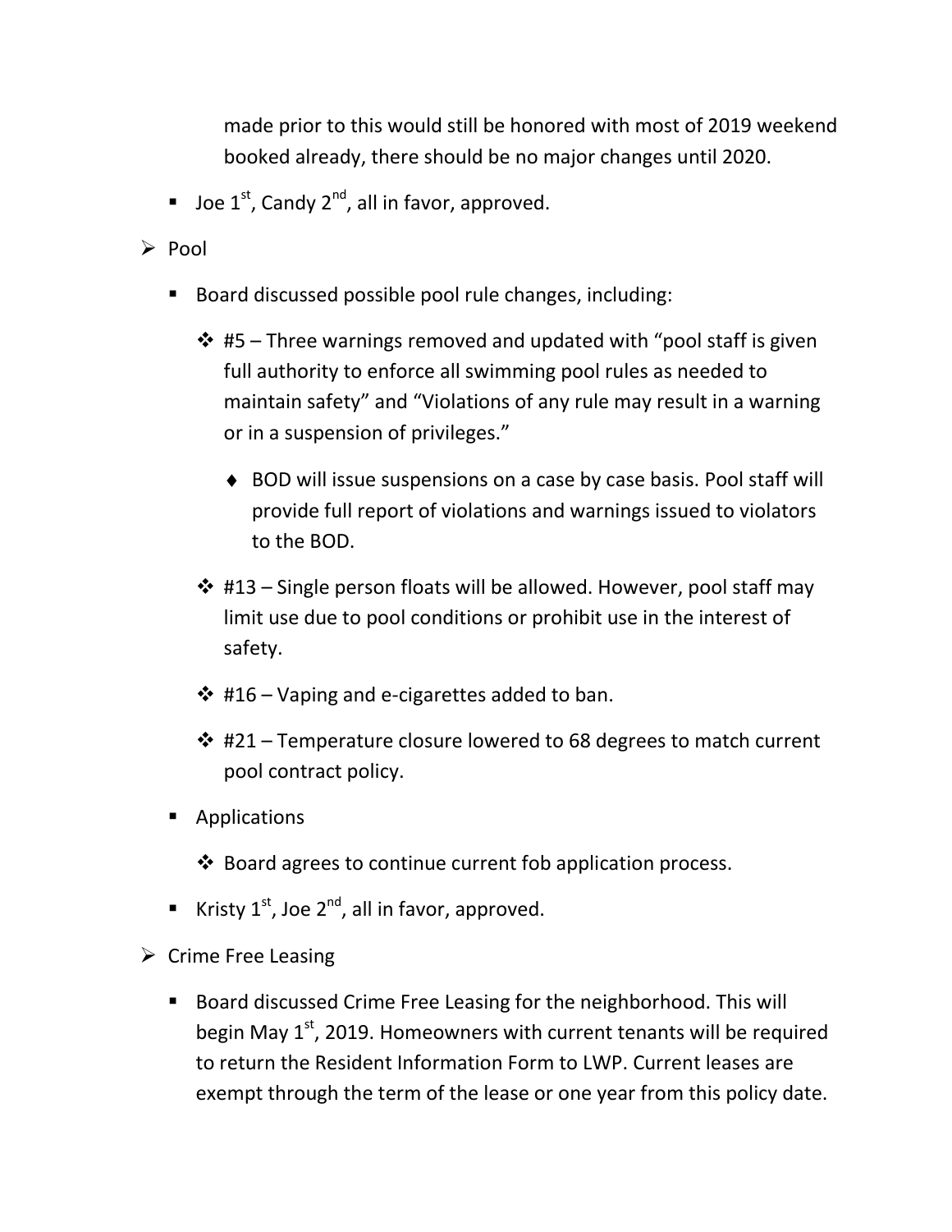made prior to this would still be honored with most of 2019 weekend booked already, there should be no major changes until 2020.

- Joe 1st, Candy 2nd, all in favor, approved.

- Pool
  - Board discussed possible pool rule changes, including:
    - #5 – Three warnings removed and updated with "pool staff is given full authority to enforce all swimming pool rules as needed to maintain safety" and "Violations of any rule may result in a warning or in a suspension of privileges."
      - BOD will issue suspensions on a case by case basis. Pool staff will provide full report of violations and warnings issued to violators to the BOD.
    - #13 – Single person floats will be allowed. However, pool staff may limit use due to pool conditions or prohibit use in the interest of safety.
    - #16 – Vaping and e-cigarettes added to ban.
    - #21 – Temperature closure lowered to 68 degrees to match current pool contract policy.
  - Applications
    - Board agrees to continue current fob application process.
  - Kristy 1st, Joe 2nd, all in favor, approved.

- Crime Free Leasing
  - Board discussed Crime Free Leasing for the neighborhood. This will begin May 1st, 2019. Homeowners with current tenants will be required to return the Resident Information Form to LWP. Current leases are exempt through the term of the lease or one year from this policy date.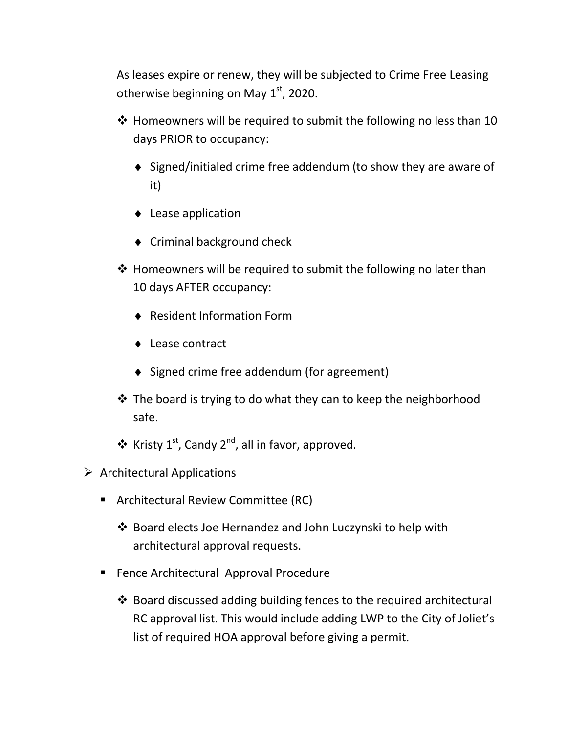As leases expire or renew, they will be subjected to Crime Free Leasing otherwise beginning on May 1st, 2020.

- Homeowners will be required to submit the following no less than 10 days PRIOR to occupancy:
  - Signed/initialed crime free addendum (to show they are aware of it)
  - Lease application
  - Criminal background check
- Homeowners will be required to submit the following no later than 10 days AFTER occupancy:
  - Resident Information Form
  - Lease contract
  - Signed crime free addendum (for agreement)
- The board is trying to do what they can to keep the neighborhood safe.
- Kristy 1st, Candy 2nd, all in favor, approved.

- Architectual Applications
  - Architectural Review Committee (RC)
    - Board elects Joe Hernandez and John Luczynski to help with architectural approval requests.
  - Fence Architectural Approval Procedure
    - Board discussed adding building fences to the required architectural RC approval list. This would include adding LWP to the City of Joliet's list of required HOA approval before giving a permit.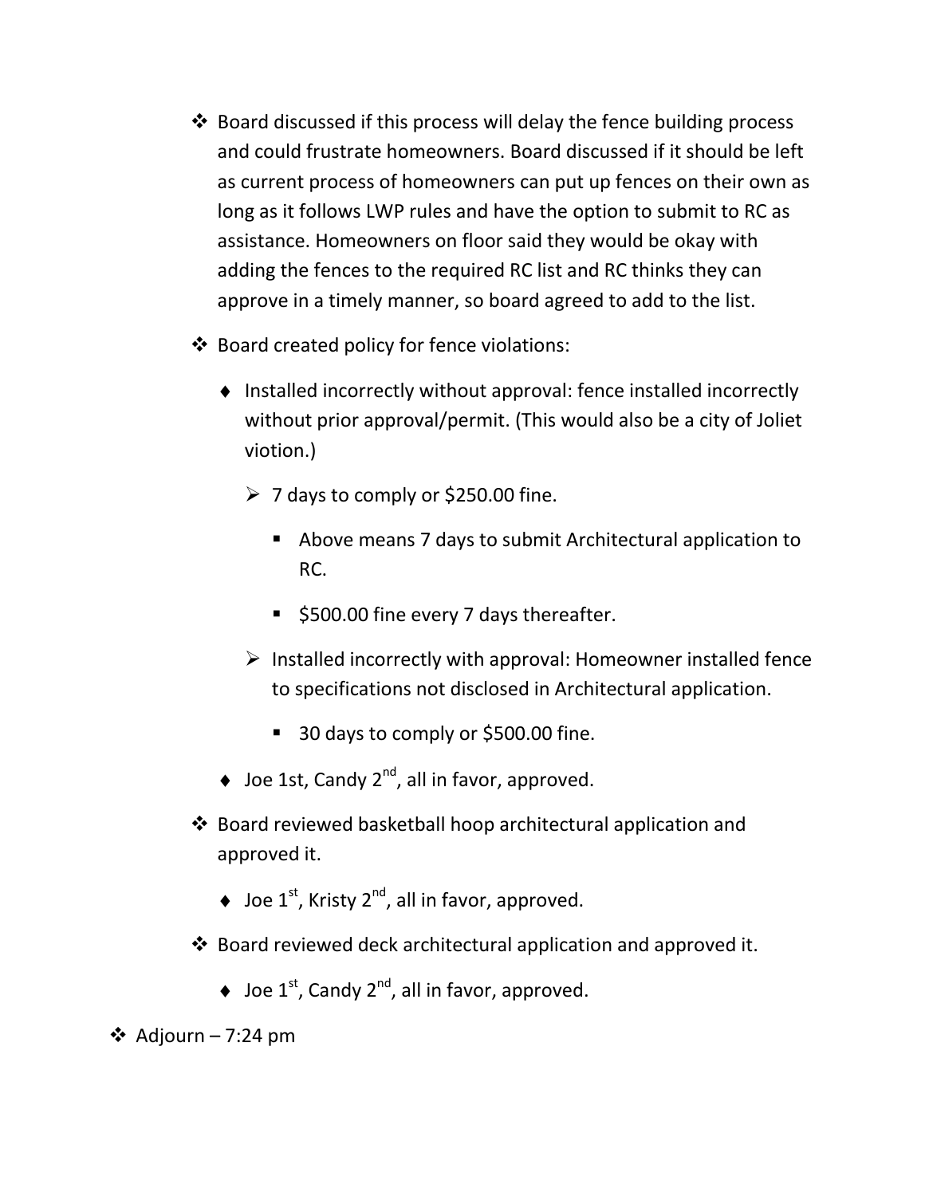- Board discussed if this process will delay the fence building process and could frustrate homeowners. Board discussed if it should be left as current process of homeowners can put up fences on their own as long as it follows LWP rules and have the option to submit to RC as assistance. Homeowners on floor said they would be okay with adding the fences to the required RC list and RC thinks they can approve in a timely manner, so board agreed to add to the list.
- Board created policy for fence violations:
  - Installed incorrectly without approval: fence installed incorrectly without prior approval/permit. (This would also be a city of Joliet viotion.)
    - 7 days to comply or $250.00 fine.
      - Above means 7 days to submit Architectural application to RC.
      - $500.00 fine every 7 days thereafter.
    - Installed incorrectly with approval: Homeowner installed fence to specifications not disclosed in Architectural application.
      - 30 days to comply or $500.00 fine.
  - Joe 1st, Candy 2nd, all in favor, approved.
- Board reviewed basketball hoop architectural application and approved it.
  - Joe 1st, Kristy 2nd, all in favor, approved.
- Board reviewed deck architectural application and approved it.
  - Joe 1st, Candy 2nd, all in favor, approved.

- Adjourn – 7:24 pm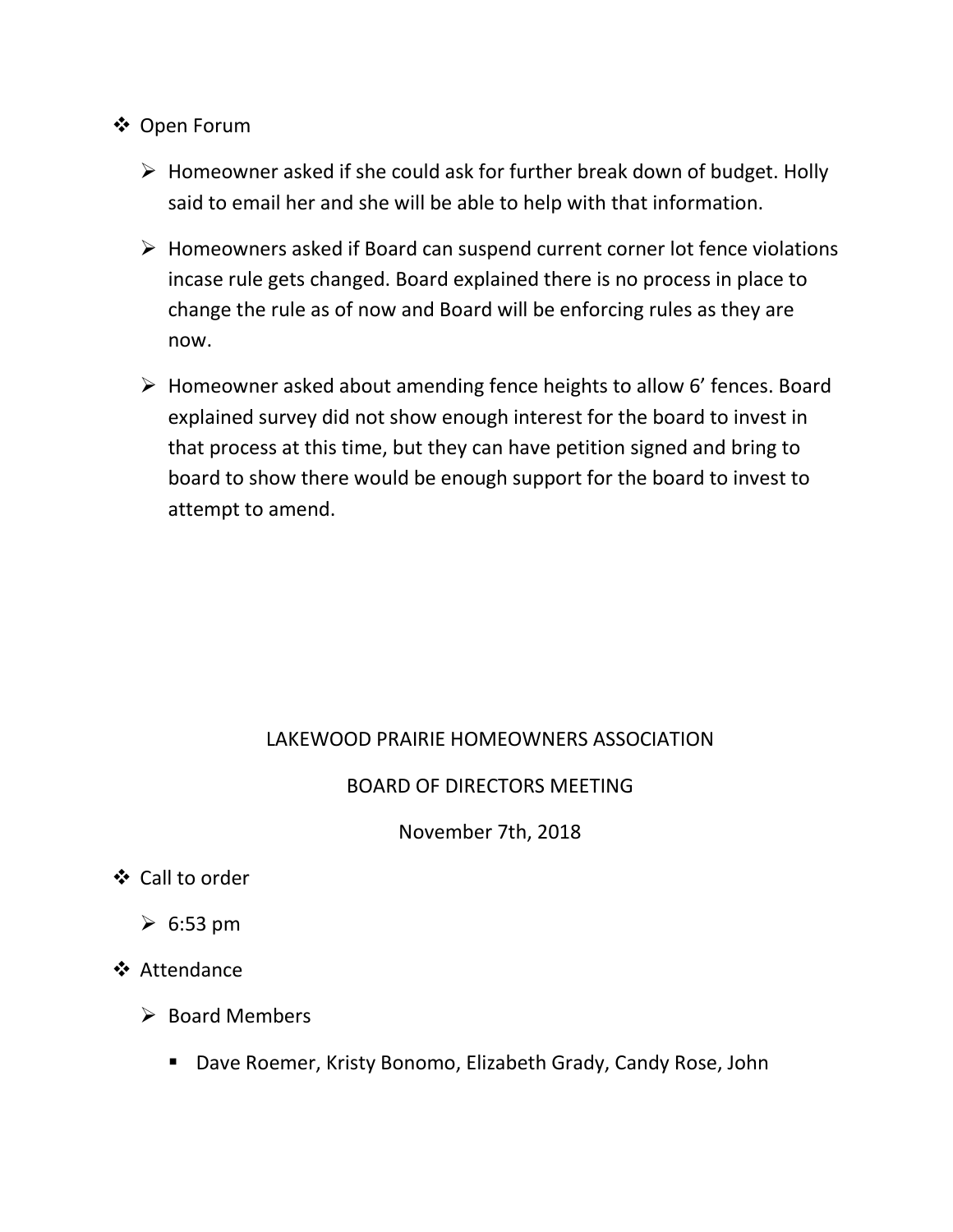- Open Forum

  - Homeowner asked if she could ask for further break down of budget. Holly said to email her and she will be able to help with that information.

  - Homeowners asked if Board can suspend current corner lot fence violations incase rule gets changed. Board explained there is no process in place to change the rule as of now and Board will be enforcing rules as they are now.

  - Homeowner asked about amending fence heights to allow 6' fences. Board explained survey did not show enough interest for the board to invest in that process at this time, but they can have petition signed and bring to board to show there would be enough support for the board to invest to attempt to amend.

LAKEWOOD PRAIRIE HOMEOWNERS ASSOCIATION

BOARD OF DIRECTORS MEETING

November 7th, 2018

- Call to order

  - 6:53 pm

- Attendance

  - Board Members

    - Dave Roemer, Kristy Bonomo, Elizabeth Grady, Candy Rose, John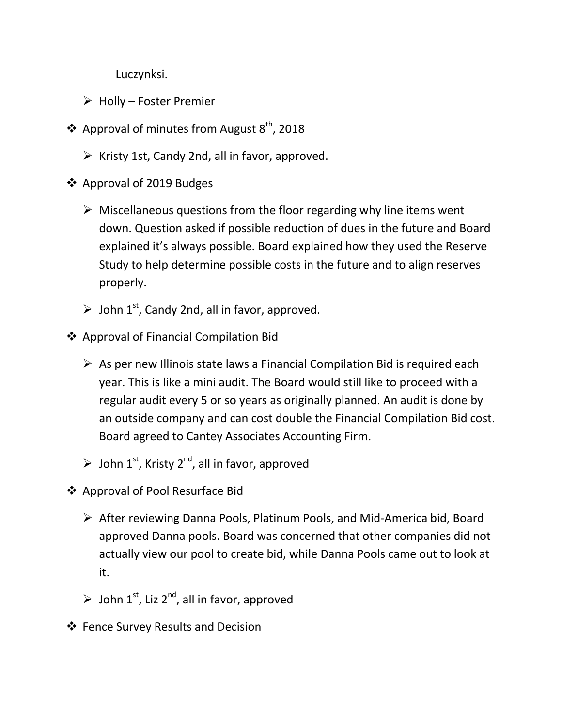Luczynksi.

- Holly – Foster Premier

- Approval of minutes from August 8th, 2018
  - Kristy 1st, Candy 2nd, all in favor, approved.

- Approval of 2019 Budges
  - Miscellaneous questions from the floor regarding why line items went down. Question asked if possible reduction of dues in the future and Board explained it's always possible. Board explained how they used the Reserve Study to help determine possible costs in the future and to align reserves properly.
  - John 1st, Candy 2nd, all in favor, approved.

- Approval of Financial Compilation Bid
  - As per new Illinois state laws a Financial Compilation Bid is required each year. This is like a mini audit. The Board would still like to proceed with a regular audit every 5 or so years as originally planned. An audit is done by an outside company and can cost double the Financial Compilation Bid cost. Board agreed to Cantey Associates Accounting Firm.
  - John 1st, Kristy 2nd, all in favor, approved

- Approval of Pool Resurface Bid
  - After reviewing Danna Pools, Platinum Pools, and Mid-America bid, Board approved Danna pools. Board was concerned that other companies did not actually view our pool to create bid, while Danna Pools came out to look at it.
  - John 1st, Liz 2nd, all in favor, approved

- Fence Survey Results and Decision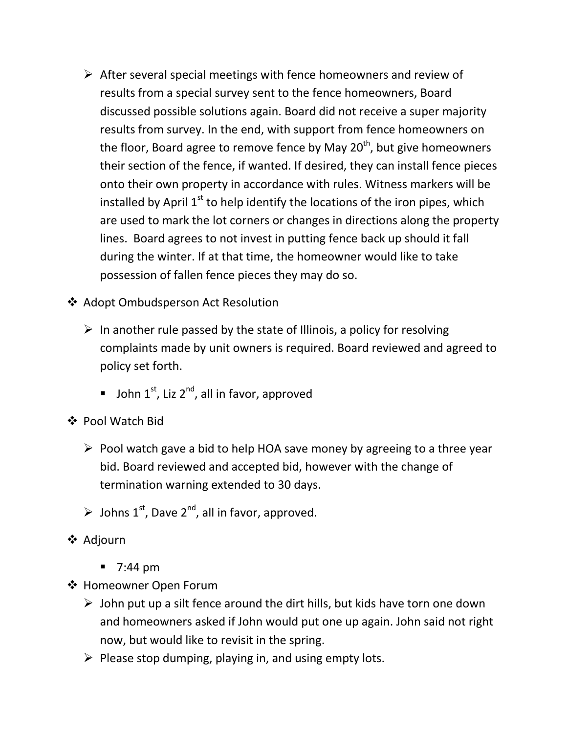- After several special meetings with fence homeowners and review of results from a special survey sent to the fence homeowners, Board discussed possible solutions again. Board did not receive a super majority results from survey. In the end, with support from fence homeowners on the floor, Board agree to remove fence by May 20th, but give homeowners their section of the fence, if wanted. If desired, they can install fence pieces onto their own property in accordance with rules. Witness markers will be installed by April 1st to help identify the locations of the iron pipes, which are used to mark the lot corners or changes in directions along the property lines. Board agrees to not invest in putting fence back up should it fall during the winter. If at that time, the homeowner would like to take possession of fallen fence pieces they may do so.

- Adopt Ombudsperson Act Resolution
  - In another rule passed by the state of Illinois, a policy for resolving complaints made by unit owners is required. Board reviewed and agreed to policy set forth.
    - John 1st, Liz 2nd, all in favor, approved
- Pool Watch Bid
  - Pool watch gave a bid to help HOA save money by agreeing to a three year bid. Board reviewed and accepted bid, however with the change of termination warning extended to 30 days.
  - Johns 1st, Dave 2nd, all in favor, approved.
- Adjourn
    - 7:44 pm
- Homeowner Open Forum
  - John put up a silt fence around the dirt hills, but kids have torn one down and homeowners asked if John would put one up again. John said not right now, but would like to revisit in the spring.
  - Please stop dumping, playing in, and using empty lots.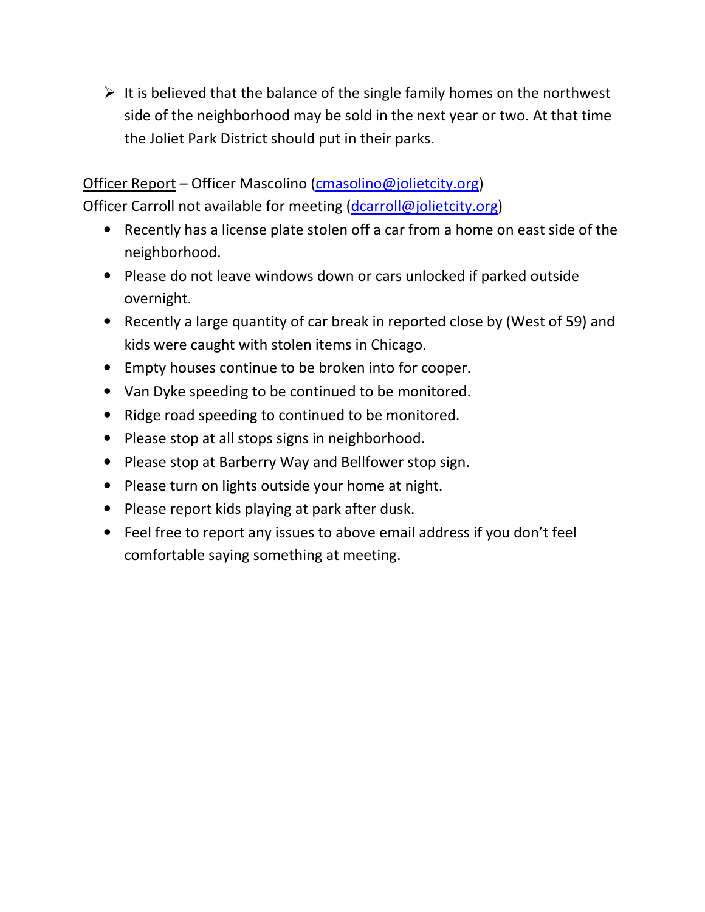- It is believed that the balance of the single family homes on the northwest side of the neighborhood may be sold in the next year or two. At that time the Joliet Park District should put in their parks.

Officer Report – Officer Mascolino (cmasolino@jolietcity.org)
Officer Carroll not available for meeting (dcarroll@jolietcity.org)

- Recently has a license plate stolen off a car from a home on east side of the neighborhood.
- Please do not leave windows down or cars unlocked if parked outside overnight.
- Recently a large quantity of car break in reported close by (West of 59) and kids were caught with stolen items in Chicago.
- Empty houses continue to be broken into for cooper.
- Van Dyke speeding to be continued to be monitored.
- Ridge road speeding to continued to be monitored.
- Please stop at all stops signs in neighborhood.
- Please stop at Barberry Way and Bellfower stop sign.
- Please turn on lights outside your home at night.
- Please report kids playing at park after dusk.
- Feel free to report any issues to above email address if you don't feel comfortable saying something at meeting.